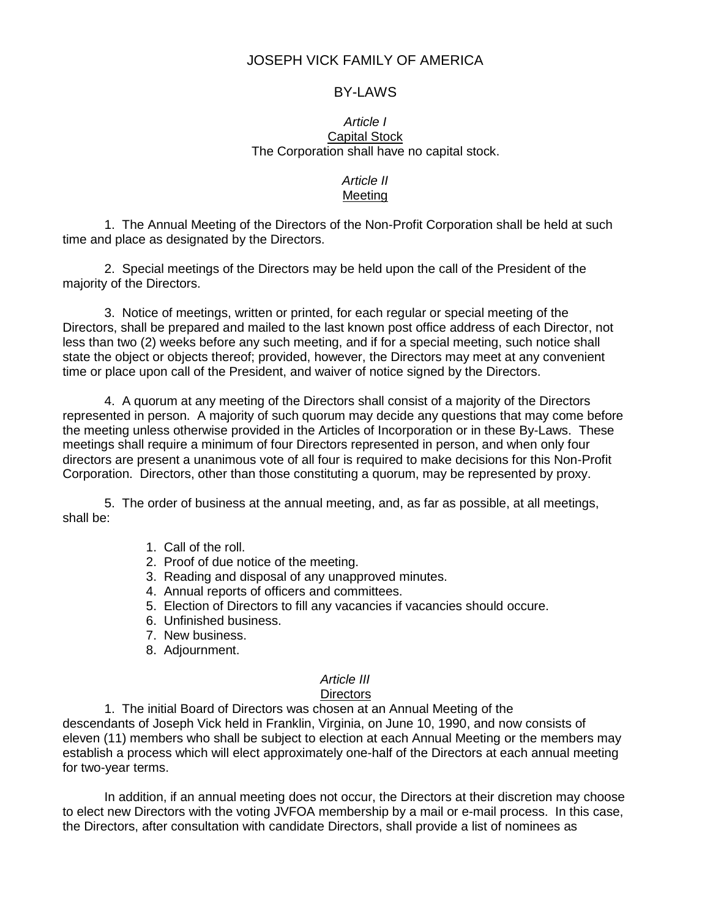# JOSEPH VICK FAMILY OF AMERICA

## BY-LAWS

### *Article I*
### Capital Stock

The Corporation shall have no capital stock.

### *Article II*
### Meeting

1. The Annual Meeting of the Directors of the Non-Profit Corporation shall be held at such time and place as designated by the Directors.

2. Special meetings of the Directors may be held upon the call of the President of the majority of the Directors.

3. Notice of meetings, written or printed, for each regular or special meeting of the Directors, shall be prepared and mailed to the last known post office address of each Director, not less than two (2) weeks before any such meeting, and if for a special meeting, such notice shall state the object or objects thereof; provided, however, the Directors may meet at any convenient time or place upon call of the President, and waiver of notice signed by the Directors.

4. A quorum at any meeting of the Directors shall consist of a majority of the Directors represented in person. A majority of such quorum may decide any questions that may come before the meeting unless otherwise provided in the Articles of Incorporation or in these By-Laws. These meetings shall require a minimum of four Directors represented in person, and when only four directors are present a unanimous vote of all four is required to make decisions for this Non-Profit Corporation. Directors, other than those constituting a quorum, may be represented by proxy.

5. The order of business at the annual meeting, and, as far as possible, at all meetings, shall be:

   1. Call of the roll.
   2. Proof of due notice of the meeting.
   3. Reading and disposal of any unapproved minutes.
   4. Annual reports of officers and committees.
   5. Election of Directors to fill any vacancies if vacancies should occure.
   6. Unfinished business.
   7. New business.
   8. Adjournment.

### *Article III*
### Directors

1. The initial Board of Directors was chosen at an Annual Meeting of the descendants of Joseph Vick held in Franklin, Virginia, on June 10, 1990, and now consists of eleven (11) members who shall be subject to election at each Annual Meeting or the members may establish a process which will elect approximately one-half of the Directors at each annual meeting for two-year terms.

In addition, if an annual meeting does not occur, the Directors at their discretion may choose to elect new Directors with the voting JVFOA membership by a mail or e-mail process. In this case, the Directors, after consultation with candidate Directors, shall provide a list of nominees as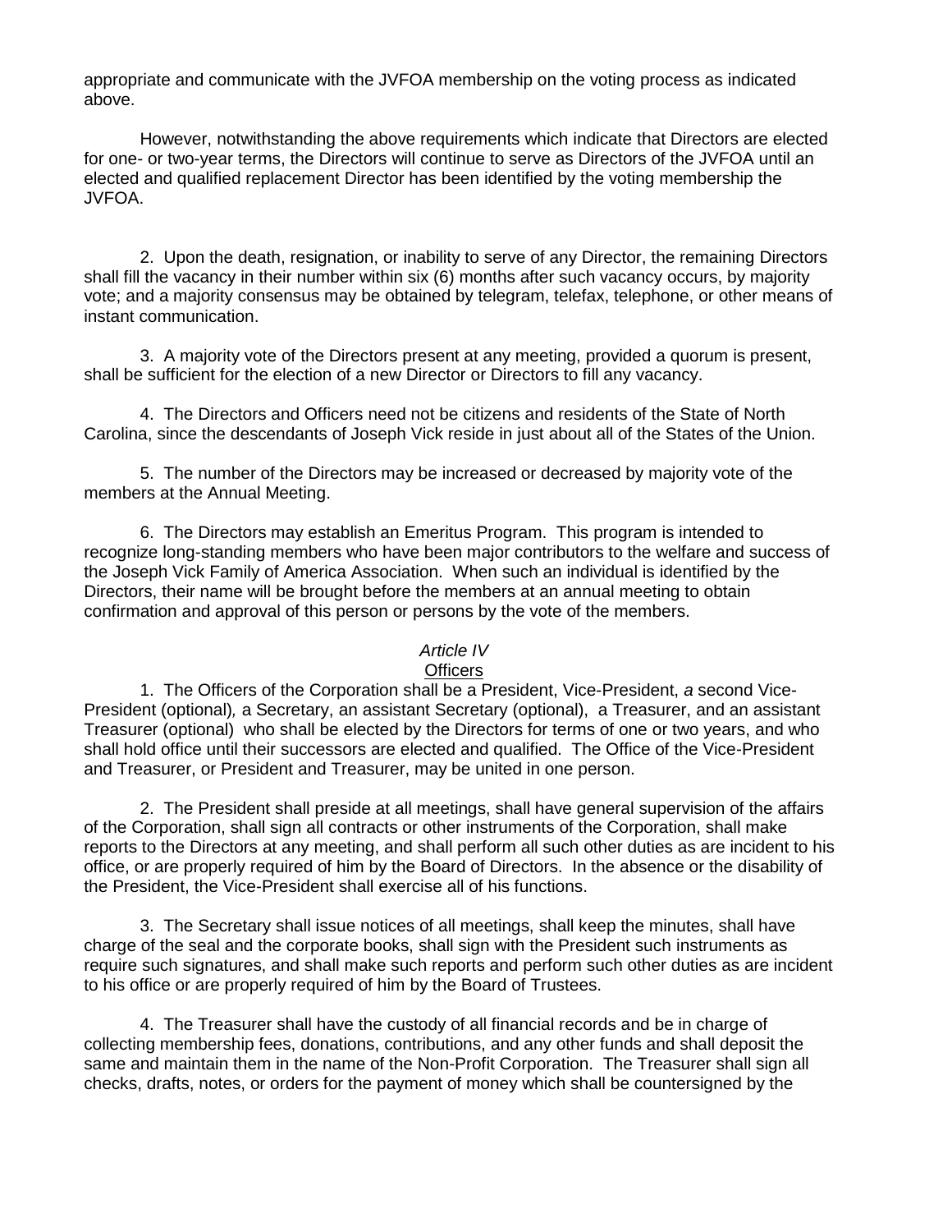appropriate and communicate with the JVFOA membership on the voting process as indicated above.

However, notwithstanding the above requirements which indicate that Directors are elected for one- or two-year terms, the Directors will continue to serve as Directors of the JVFOA until an elected and qualified replacement Director has been identified by the voting membership the JVFOA.

2. Upon the death, resignation, or inability to serve of any Director, the remaining Directors shall fill the vacancy in their number within six (6) months after such vacancy occurs, by majority vote; and a majority consensus may be obtained by telegram, telefax, telephone, or other means of instant communication.

3. A majority vote of the Directors present at any meeting, provided a quorum is present, shall be sufficient for the election of a new Director or Directors to fill any vacancy.

4. The Directors and Officers need not be citizens and residents of the State of North Carolina, since the descendants of Joseph Vick reside in just about all of the States of the Union.

5. The number of the Directors may be increased or decreased by majority vote of the members at the Annual Meeting.

6. The Directors may establish an Emeritus Program. This program is intended to recognize long-standing members who have been major contributors to the welfare and success of the Joseph Vick Family of America Association. When such an individual is identified by the Directors, their name will be brought before the members at an annual meeting to obtain confirmation and approval of this person or persons by the vote of the members.

## *Article IV*
## Officers

1. The Officers of the Corporation shall be a President, Vice-President, *a* second Vice-President (optional)*,* a Secretary, an assistant Secretary (optional), a Treasurer, and an assistant Treasurer (optional) who shall be elected by the Directors for terms of one or two years, and who shall hold office until their successors are elected and qualified. The Office of the Vice-President and Treasurer, or President and Treasurer, may be united in one person.

2. The President shall preside at all meetings, shall have general supervision of the affairs of the Corporation, shall sign all contracts or other instruments of the Corporation, shall make reports to the Directors at any meeting, and shall perform all such other duties as are incident to his office, or are properly required of him by the Board of Directors. In the absence or the disability of the President, the Vice-President shall exercise all of his functions.

3. The Secretary shall issue notices of all meetings, shall keep the minutes, shall have charge of the seal and the corporate books, shall sign with the President such instruments as require such signatures, and shall make such reports and perform such other duties as are incident to his office or are properly required of him by the Board of Trustees.

4. The Treasurer shall have the custody of all financial records and be in charge of collecting membership fees, donations, contributions, and any other funds and shall deposit the same and maintain them in the name of the Non-Profit Corporation. The Treasurer shall sign all checks, drafts, notes, or orders for the payment of money which shall be countersigned by the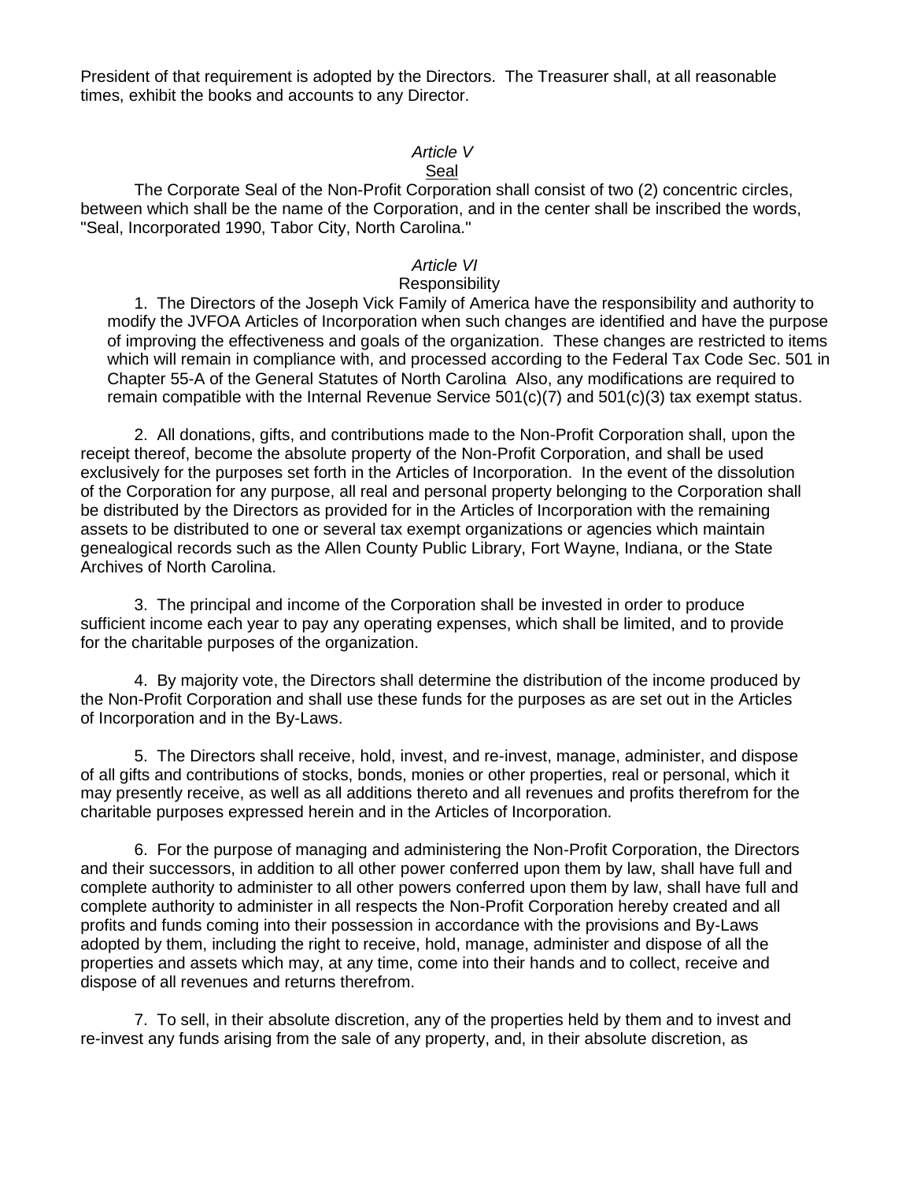President of that requirement is adopted by the Directors. The Treasurer shall, at all reasonable times, exhibit the books and accounts to any Director.

## *Article V*

### Seal

The Corporate Seal of the Non-Profit Corporation shall consist of two (2) concentric circles, between which shall be the name of the Corporation, and in the center shall be inscribed the words, "Seal, Incorporated 1990, Tabor City, North Carolina."

## *Article VI*

### Responsibility

1. The Directors of the Joseph Vick Family of America have the responsibility and authority to modify the JVFOA Articles of Incorporation when such changes are identified and have the purpose of improving the effectiveness and goals of the organization. These changes are restricted to items which will remain in compliance with, and processed according to the Federal Tax Code Sec. 501 in Chapter 55-A of the General Statutes of North Carolina Also, any modifications are required to remain compatible with the Internal Revenue Service 501(c)(7) and 501(c)(3) tax exempt status.

2. All donations, gifts, and contributions made to the Non-Profit Corporation shall, upon the receipt thereof, become the absolute property of the Non-Profit Corporation, and shall be used exclusively for the purposes set forth in the Articles of Incorporation. In the event of the dissolution of the Corporation for any purpose, all real and personal property belonging to the Corporation shall be distributed by the Directors as provided for in the Articles of Incorporation with the remaining assets to be distributed to one or several tax exempt organizations or agencies which maintain genealogical records such as the Allen County Public Library, Fort Wayne, Indiana, or the State Archives of North Carolina.

3. The principal and income of the Corporation shall be invested in order to produce sufficient income each year to pay any operating expenses, which shall be limited, and to provide for the charitable purposes of the organization.

4. By majority vote, the Directors shall determine the distribution of the income produced by the Non-Profit Corporation and shall use these funds for the purposes as are set out in the Articles of Incorporation and in the By-Laws.

5. The Directors shall receive, hold, invest, and re-invest, manage, administer, and dispose of all gifts and contributions of stocks, bonds, monies or other properties, real or personal, which it may presently receive, as well as all additions thereto and all revenues and profits therefrom for the charitable purposes expressed herein and in the Articles of Incorporation.

6. For the purpose of managing and administering the Non-Profit Corporation, the Directors and their successors, in addition to all other power conferred upon them by law, shall have full and complete authority to administer to all other powers conferred upon them by law, shall have full and complete authority to administer in all respects the Non-Profit Corporation hereby created and all profits and funds coming into their possession in accordance with the provisions and By-Laws adopted by them, including the right to receive, hold, manage, administer and dispose of all the properties and assets which may, at any time, come into their hands and to collect, receive and dispose of all revenues and returns therefrom.

7. To sell, in their absolute discretion, any of the properties held by them and to invest and re-invest any funds arising from the sale of any property, and, in their absolute discretion, as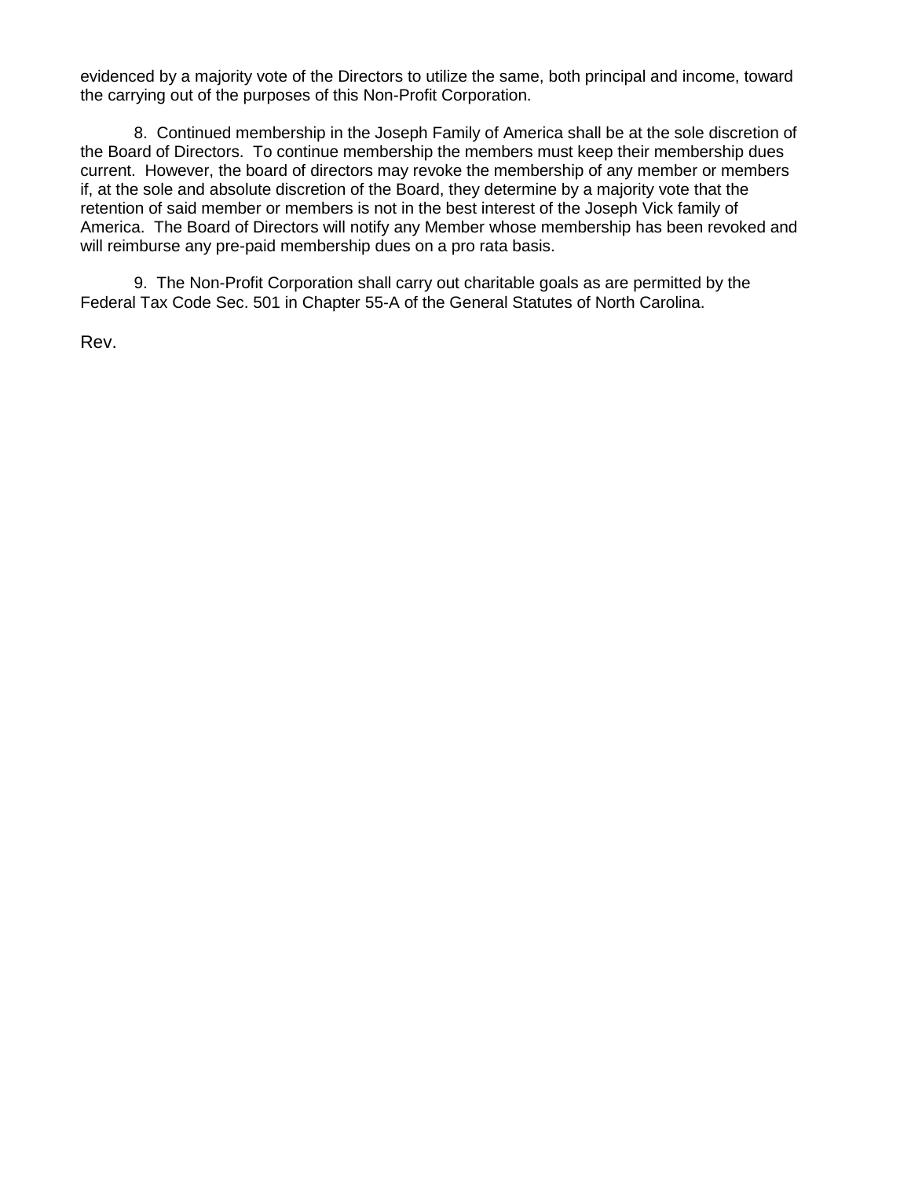evidenced by a majority vote of the Directors to utilize the same, both principal and income, toward the carrying out of the purposes of this Non-Profit Corporation.

8. Continued membership in the Joseph Family of America shall be at the sole discretion of the Board of Directors. To continue membership the members must keep their membership dues current. However, the board of directors may revoke the membership of any member or members if, at the sole and absolute discretion of the Board, they determine by a majority vote that the retention of said member or members is not in the best interest of the Joseph Vick family of America. The Board of Directors will notify any Member whose membership has been revoked and will reimburse any pre-paid membership dues on a pro rata basis.

9. The Non-Profit Corporation shall carry out charitable goals as are permitted by the Federal Tax Code Sec. 501 in Chapter 55-A of the General Statutes of North Carolina.

Rev.